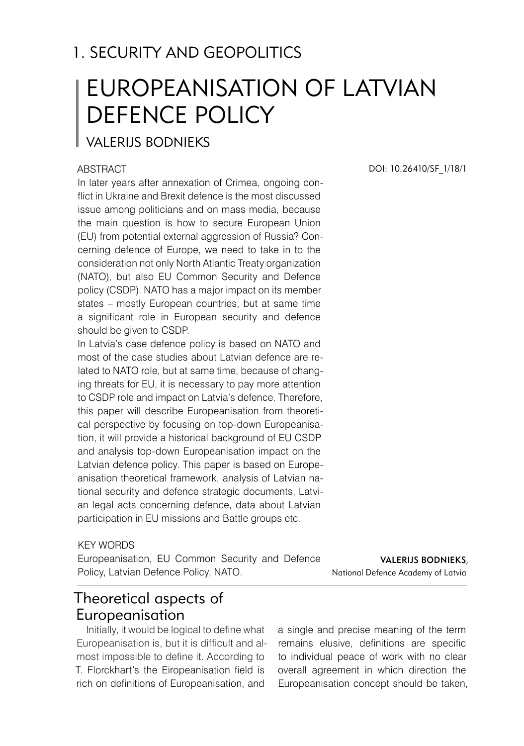# 1. SECURITY AND GEOPOLITICS

# EUROPEANISATION OF LATVIAN DEFENCE POLICY

## VALERIJS BODNIEKS

DOI: 10.26410/SF_1/18/1

ABSTRACT

In later years after annexation of Crimea, ongoing conflict in Ukraine and Brexit defence is the most discussed issue among politicians and on mass media, because the main question is how to secure European Union (EU) from potential external aggression of Russia? Concerning defence of Europe, we need to take in to the consideration not only North Atlantic Treaty organization (NATO), but also EU Common Security and Defence policy (CSDP). NATO has a major impact on its member states – mostly European countries, but at same time a significant role in European security and defence should be given to CSDP.

In Latvia's case defence policy is based on NATO and most of the case studies about Latvian defence are related to NATO role, but at same time, because of changing threats for EU, it is necessary to pay more attention to CSDP role and impact on Latvia's defence. Therefore, this paper will describe Europeanisation from theoretical perspective by focusing on top-down Europeanisation, it will provide a historical background of EU CSDP and analysis top-down Europeanisation impact on the Latvian defence policy. This paper is based on Europeanisation theoretical framework, analysis of Latvian national security and defence strategic documents, Latvian legal acts concerning defence, data about Latvian participation in EU missions and Battle groups etc.

KEY WORDS

Europeanisation, EU Common Security and Defence Policy, Latvian Defence Policy, NATO.

**VALERIJS BODNIEKS,**
National Defence Academy of Latvia

## Theoretical aspects of Europeanisation

Initially, it would be logical to define what Europeanisation is, but it is difficult and almost impossible to define it. According to T. Florckhart's the Eiropeanisation field is rich on definitions of Europeanisation, and a single and precise meaning of the term remains elusive, definitions are specific to individual peace of work with no clear overall agreement in which direction the Europeanisation concept should be taken,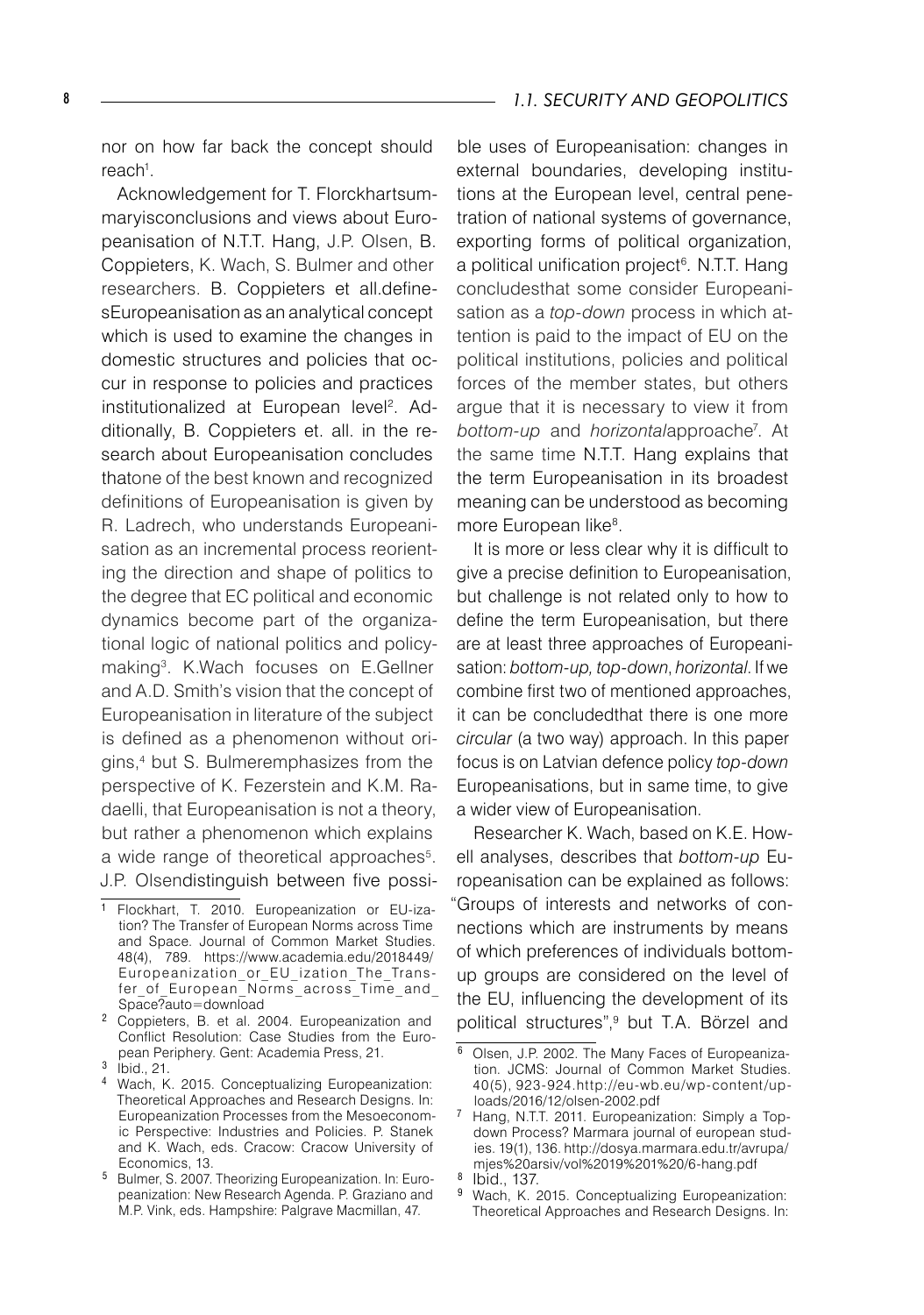nor on how far back the concept should reach[1].

Acknowledgement for T. Florckhartsummaryisconclusions and views about Europeanisation of N.T.T. Hang, J.P. Olsen, B. Coppieters, K. Wach, S. Bulmer and other researchers. B. Coppieters et all.definesEuropeanisation as an analytical concept which is used to examine the changes in domestic structures and policies that occur in response to policies and practices institutionalized at European level[2]. Additionally, B. Coppieters et. all. in the research about Europeanisation concludes thatone of the best known and recognized definitions of Europeanisation is given by R. Ladrech, who understands Europeanisation as an incremental process reorienting the direction and shape of politics to the degree that EC political and economic dynamics become part of the organizational logic of national politics and policy-making[3]. K.Wach focuses on E.Gellner and A.D. Smith's vision that the concept of Europeanisation in literature of the subject is defined as a phenomenon without origins,[4] but S. Bulmeremphasizes from the perspective of K. Fezerstein and K.M. Radaelli, that Europeanisation is not a theory, but rather a phenomenon which explains a wide range of theoretical approaches[5]. J.P. Olsendistinguish between five possible uses of Europeanisation: changes in external boundaries, developing institutions at the European level, central penetration of national systems of governance, exporting forms of political organization, a political unification project[6]. N.T.T. Hang concludesthat some consider Europeanisation as a *top-down* process in which attention is paid to the impact of EU on the political institutions, policies and political forces of the member states, but others argue that it is necessary to view it from *bottom-up* and *horizontal*approache[7]. At the same time N.T.T. Hang explains that the term Europeanisation in its broadest meaning can be understood as becoming more European like[8].

It is more or less clear why it is difficult to give a precise definition to Europeanisation, but challenge is not related only to how to define the term Europeanisation, but there are at least three approaches of Europeanisation: *bottom-up, top-down*, *horizontal*. If we combine first two of mentioned approaches, it can be concludedthat there is one more *circular* (a two way) approach. In this paper focus is on Latvian defence policy *top-down* Europeanisations, but in same time, to give a wider view of Europeanisation.

Researcher K. Wach, based on K.E. Howell analyses, describes that *bottom-up* Europeanisation can be explained as follows: "Groups of interests and networks of connections which are instruments by means of which preferences of individuals bottom-up groups are considered on the level of the EU, influencing the development of its political structures",[9] but T.A. Börzel and

---

[1] Flockhart, T. 2010. Europeanization or EU-ization? The Transfer of European Norms across Time and Space. Journal of Common Market Studies. 48(4), 789. https://www.academia.edu/2018449/Europeanization_or_EU_ization_The_Transfer_of_European_Norms_across_Time_and_Space?auto=download

[2] Coppieters, B. et al. 2004. Europeanization and Conflict Resolution: Case Studies from the European Periphery. Gent: Academia Press, 21.

[3] Ibid., 21.

[4] Wach, K. 2015. Conceptualizing Europeanization: Theoretical Approaches and Research Designs. In: Europeanization Processes from the Mesoeconomic Perspective: Industries and Policies. P. Stanek and K. Wach, eds. Cracow: Cracow University of Economics, 13.

[5] Bulmer, S. 2007. Theorizing Europeanization. In: Europeanization: New Research Agenda. P. Graziano and M.P. Vink, eds. Hampshire: Palgrave Macmillan, 47.

[6] Olsen, J.P. 2002. The Many Faces of Europeanization. JCMS: Journal of Common Market Studies. 40(5), 923-924.http://eu-wb.eu/wp-content/uploads/2016/12/olsen-2002.pdf

[7] Hang, N.T.T. 2011. Europeanization: Simply a Top-down Process? Marmara journal of european studies. 19(1), 136. http://dosya.marmara.edu.tr/avrupa/mjes%20arsiv/vol%2019%201%20/6-hang.pdf

[8] Ibid., 137.

[9] Wach, K. 2015. Conceptualizing Europeanization: Theoretical Approaches and Research Designs. In: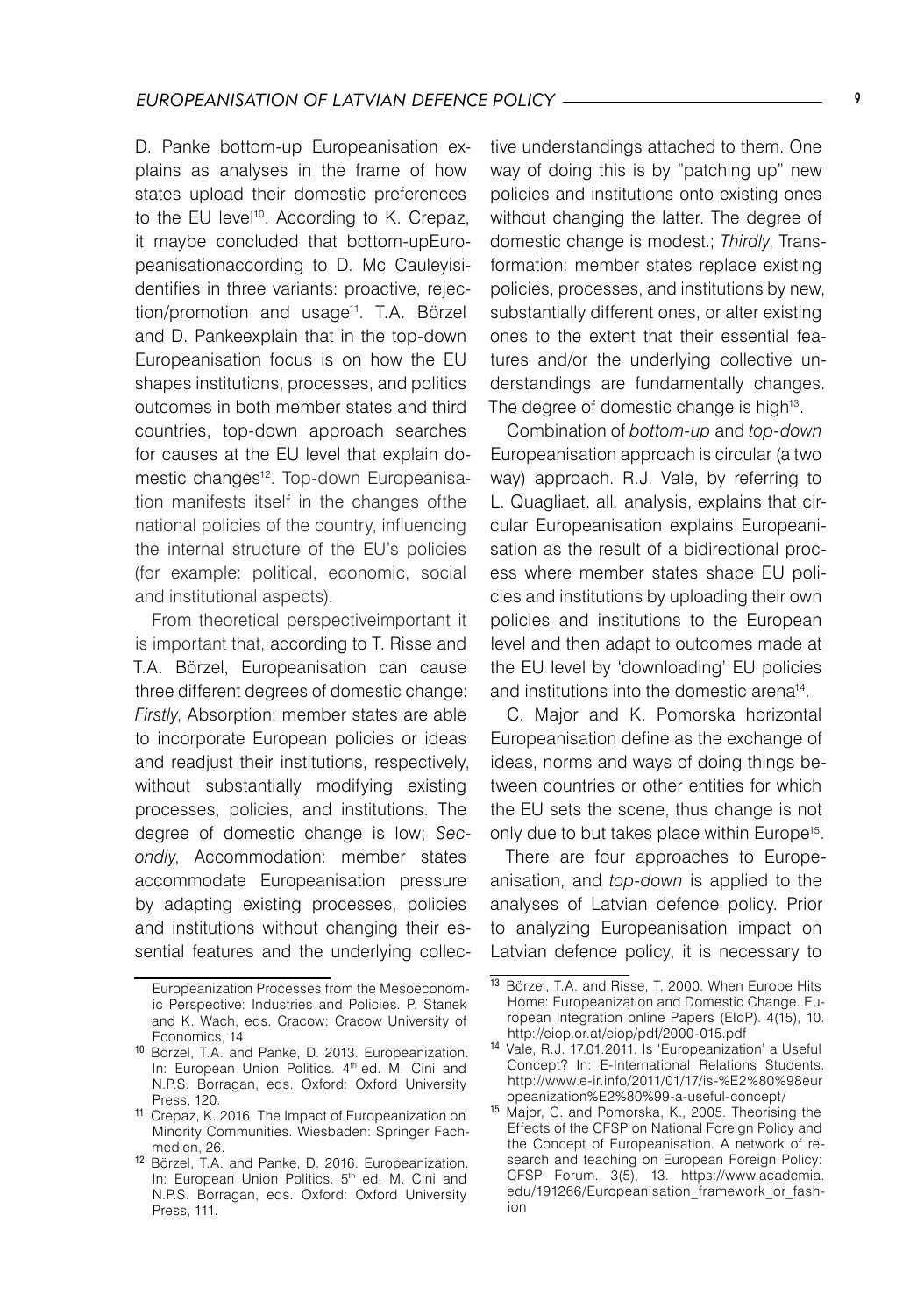D. Panke bottom-up Europeanisation explains as analyses in the frame of how states upload their domestic preferences to the EU level[10]. According to K. Crepaz, it maybe concluded that bottom-upEuropeanisationaccording to D. Mc Cauleyisidentifies in three variants: proactive, rejection/promotion and usage[11]. T.A. Börzel and D. Pankeexplain that in the top-down Europeanisation focus is on how the EU shapes institutions, processes, and politics outcomes in both member states and third countries, top-down approach searches for causes at the EU level that explain domestic changes[12]. Top-down Europeanisation manifests itself in the changes ofthe national policies of the country, influencing the internal structure of the EU's policies (for example: political, economic, social and institutional aspects).

From theoretical perspectiveimportant it is important that, according to T. Risse and T.A. Börzel, Europeanisation can cause three different degrees of domestic change: *Firstly*, Absorption: member states are able to incorporate European policies or ideas and readjust their institutions, respectively, without substantially modifying existing processes, policies, and institutions. The degree of domestic change is low; *Secondly*, Accommodation: member states accommodate Europeanisation pressure by adapting existing processes, policies and institutions without changing their essential features and the underlying collective understandings attached to them. One way of doing this is by "patching up" new policies and institutions onto existing ones without changing the latter. The degree of domestic change is modest.; *Thirdly*, Transformation: member states replace existing policies, processes, and institutions by new, substantially different ones, or alter existing ones to the extent that their essential features and/or the underlying collective understandings are fundamentally changes. The degree of domestic change is high[13].

Combination of *bottom-up* and *top-down* Europeanisation approach is circular (a two way) approach. R.J. Vale, by referring to L. Quagliaet. all*.* analysis, explains that circular Europeanisation explains Europeanisation as the result of a bidirectional process where member states shape EU policies and institutions by uploading their own policies and institutions to the European level and then adapt to outcomes made at the EU level by 'downloading' EU policies and institutions into the domestic arena[14].

C. Major and K. Pomorska horizontal Europeanisation define as the exchange of ideas, norms and ways of doing things between countries or other entities for which the EU sets the scene, thus change is not only due to but takes place within Europe[15].

There are four approaches to Europeanisation, and *top-down* is applied to the analyses of Latvian defence policy. Prior to analyzing Europeanisation impact on Latvian defence policy, it is necessary to

---

Europeanization Processes from the Mesoeconomic Perspective: Industries and Policies. P. Stanek and K. Wach, eds. Cracow: Cracow University of Economics, 14.

[10] Börzel, T.A. and Panke, D. 2013. Europeanization. In: European Union Politics. 4th ed. M. Cini and N.P.S. Borragan, eds. Oxford: Oxford University Press, 120.

[11] Crepaz, K. 2016. The Impact of Europeanization on Minority Communities. Wiesbaden: Springer Fachmedien, 26.

[12] Börzel, T.A. and Panke, D. 2016. Europeanization. In: European Union Politics. 5th ed. M. Cini and N.P.S. Borragan, eds. Oxford: Oxford University Press, 111.

[13] Börzel, T.A. and Risse, T. 2000. When Europe Hits Home: Europeanization and Domestic Change. European Integration online Papers (EIoP). 4(15), 10. http://eiop.or.at/eiop/pdf/2000-015.pdf

[14] Vale, R.J. 17.01.2011. Is 'Europeanization' a Useful Concept? In: E-International Relations Students. http://www.e-ir.info/2011/01/17/is-%E2%80%98europeanization%E2%80%99-a-useful-concept/

[15] Major, C. and Pomorska, K., 2005. Theorising the Effects of the CFSP on National Foreign Policy and the Concept of Europeanisation. A network of research and teaching on European Foreign Policy: CFSP Forum. 3(5), 13. https://www.academia.edu/191266/Europeanisation_framework_or_fashion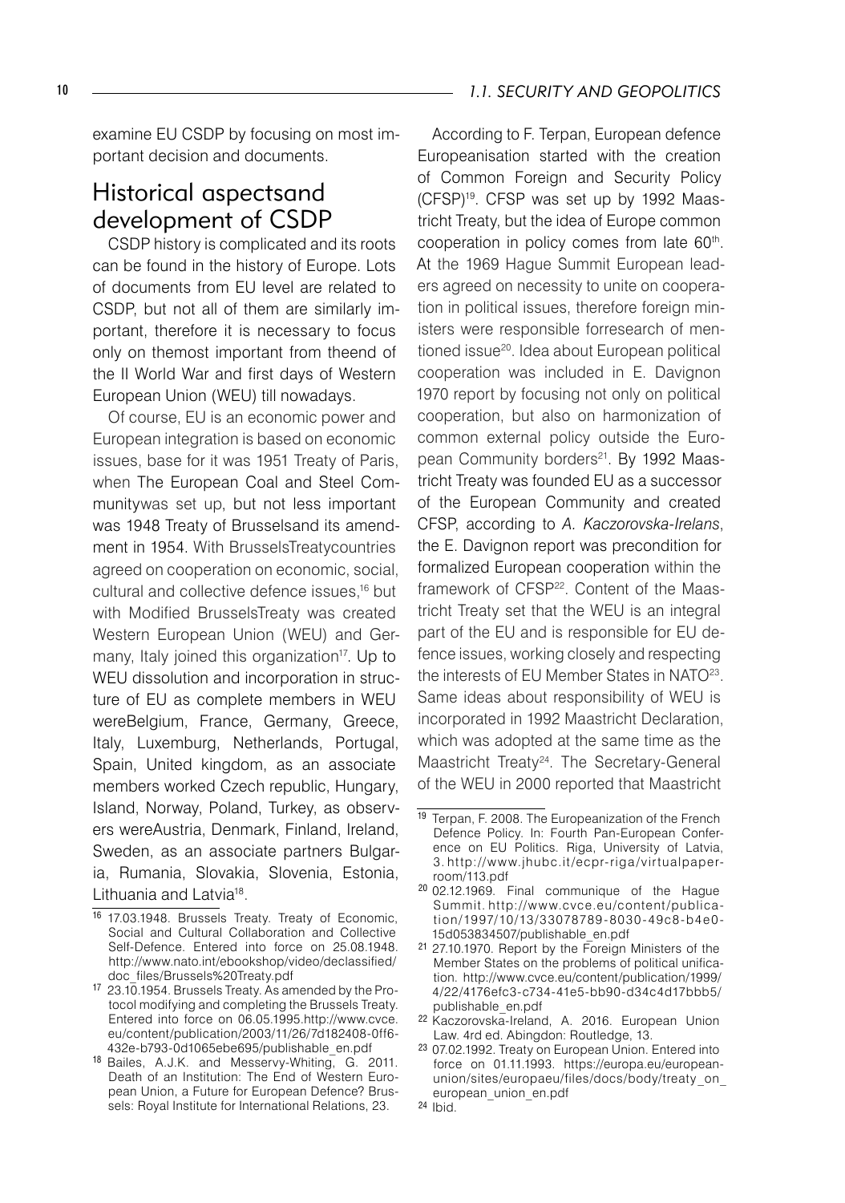examine EU CSDP by focusing on most important decision and documents.

## Historical aspectsand development of CSDP

CSDP history is complicated and its roots can be found in the history of Europe. Lots of documents from EU level are related to CSDP, but not all of them are similarly important, therefore it is necessary to focus only on themost important from theend of the II World War and first days of Western European Union (WEU) till nowadays.

Of course, EU is an economic power and European integration is based on economic issues, base for it was 1951 Treaty of Paris, when The European Coal and Steel Communitywas set up, but not less important was 1948 Treaty of Brusselsand its amendment in 1954. With BrusselsTreatycountries agreed on cooperation on economic, social, cultural and collective defence issues,[16] but with Modified BrusselsTreaty was created Western European Union (WEU) and Germany, Italy joined this organization[17]. Up to WEU dissolution and incorporation in structure of EU as complete members in WEU wereBelgium, France, Germany, Greece, Italy, Luxemburg, Netherlands, Portugal, Spain, United kingdom, as an associate members worked Czech republic, Hungary, Island, Norway, Poland, Turkey, as observers wereAustria, Denmark, Finland, Ireland, Sweden, as an associate partners Bulgaria, Rumania, Slovakia, Slovenia, Estonia, Lithuania and Latvia[18].

According to F. Terpan, European defence Europeanisation started with the creation of Common Foreign and Security Policy (CFSP)[19]. CFSP was set up by 1992 Maastricht Treaty, but the idea of Europe common cooperation in policy comes from late 60th. At the 1969 Hague Summit European leaders agreed on necessity to unite on cooperation in political issues, therefore foreign ministers were responsible forresearch of mentioned issue[20]. Idea about European political cooperation was included in E. Davignon 1970 report by focusing not only on political cooperation, but also on harmonization of common external policy outside the European Community borders[21]. By 1992 Maastricht Treaty was founded EU as a successor of the European Community and created CFSP, according to *A. Kaczorovska-Irelans*, the E. Davignon report was precondition for formalized European cooperation within the framework of CFSP[22]. Content of the Maastricht Treaty set that the WEU is an integral part of the EU and is responsible for EU defence issues, working closely and respecting the interests of EU Member States in NATO[23]. Same ideas about responsibility of WEU is incorporated in 1992 Maastricht Declaration, which was adopted at the same time as the Maastricht Treaty[24]. The Secretary-General of the WEU in 2000 reported that Maastricht

---

[16] 17.03.1948. Brussels Treaty. Treaty of Economic, Social and Cultural Collaboration and Collective Self-Defence. Entered into force on 25.08.1948. http://www.nato.int/ebookshop/video/declassified/doc_files/Brussels%20Treaty.pdf

[17] 23.10.1954. Brussels Treaty. As amended by the Protocol modifying and completing the Brussels Treaty. Entered into force on 06.05.1995.http://www.cvce.eu/content/publication/2003/11/26/7d182408-0ff6-432e-b793-0d1065ebe695/publishable_en.pdf

[18] Bailes, A.J.K. and Messervy-Whiting, G. 2011. Death of an Institution: The End of Western European Union, a Future for European Defence? Brussels: Royal Institute for International Relations, 23.

[19] Terpan, F. 2008. The Europeanization of the French Defence Policy. In: Fourth Pan-European Conference on EU Politics. Riga, University of Latvia, 3. http://www.jhubc.it/ecpr-riga/virtualpaperroom/113.pdf

[20] 02.12.1969. Final communique of the Hague Summit. http://www.cvce.eu/content/publication/1997/10/13/33078789-8030-49c8-b4e0-15d053834507/publishable_en.pdf

[21] 27.10.1970. Report by the Foreign Ministers of the Member States on the problems of political unification. http://www.cvce.eu/content/publication/1999/4/22/4176efc3-c734-41e5-bb90-d34c4d17bbb5/publishable_en.pdf

[22] Kaczorovska-Ireland, A. 2016. European Union Law. 4rd ed. Abingdon: Routledge, 13.

[23] 07.02.1992. Treaty on European Union. Entered into force on 01.11.1993. https://europa.eu/european-union/sites/europaeu/files/docs/body/treaty_on_european_union_en.pdf

[24] Ibid.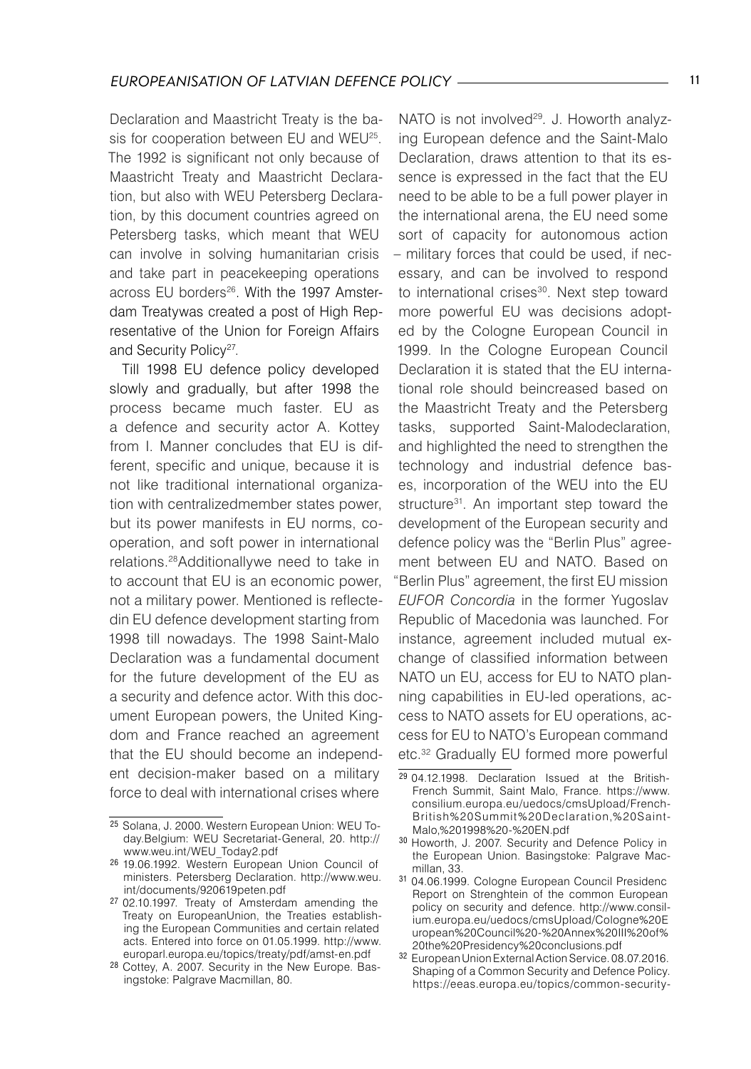Declaration and Maastricht Treaty is the basis for cooperation between EU and WEU[25]. The 1992 is significant not only because of Maastricht Treaty and Maastricht Declaration, but also with WEU Petersberg Declaration, by this document countries agreed on Petersberg tasks, which meant that WEU can involve in solving humanitarian crisis and take part in peacekeeping operations across EU borders[26]. With the 1997 Amsterdam Treatywas created a post of High Representative of the Union for Foreign Affairs and Security Policy[27].

Till 1998 EU defence policy developed slowly and gradually, but after 1998 the process became much faster. EU as a defence and security actor A. Kottey from I. Manner concludes that EU is different, specific and unique, because it is not like traditional international organization with centralizedmember states power, but its power manifests in EU norms, cooperation, and soft power in international relations.[28]Additionallywe need to take in to account that EU is an economic power, not a military power. Mentioned is reflectedin EU defence development starting from 1998 till nowadays. The 1998 Saint-Malo Declaration was a fundamental document for the future development of the EU as a security and defence actor. With this document European powers, the United Kingdom and France reached an agreement that the EU should become an independent decision-maker based on a military force to deal with international crises where NATO is not involved[29]. J. Howorth analyzing European defence and the Saint-Malo Declaration, draws attention to that its essence is expressed in the fact that the EU need to be able to be a full power player in the international arena, the EU need some sort of capacity for autonomous action – military forces that could be used, if necessary, and can be involved to respond to international crises[30]. Next step toward more powerful EU was decisions adopted by the Cologne European Council in 1999. In the Cologne European Council Declaration it is stated that the EU international role should beincreased based on the Maastricht Treaty and the Petersberg tasks, supported Saint-Malodeclaration, and highlighted the need to strengthen the technology and industrial defence bases, incorporation of the WEU into the EU structure[31]. An important step toward the development of the European security and defence policy was the "Berlin Plus" agreement between EU and NATO. Based on "Berlin Plus" agreement, the first EU mission *EUFOR Concordia* in the former Yugoslav Republic of Macedonia was launched. For instance, agreement included mutual exchange of classified information between NATO un EU, access for EU to NATO planning capabilities in EU-led operations, access to NATO assets for EU operations, access for EU to NATO's European command etc.[32] Gradually EU formed more powerful

---

[25] Solana, J. 2000. Western European Union: WEU Today.Belgium: WEU Secretariat-General, 20. http://www.weu.int/WEU_Today2.pdf

[26] 19.06.1992. Western European Union Council of ministers. Petersberg Declaration. http://www.weu.int/documents/920619peten.pdf

[27] 02.10.1997. Treaty of Amsterdam amending the Treaty on EuropeanUnion, the Treaties establishing the European Communities and certain related acts. Entered into force on 01.05.1999. http://www.europarl.europa.eu/topics/treaty/pdf/amst-en.pdf

[28] Cottey, A. 2007. Security in the New Europe. Basingstoke: Palgrave Macmillan, 80.

[29] 04.12.1998. Declaration Issued at the British-French Summit, Saint Malo, France. https://www.consilium.europa.eu/uedocs/cmsUpload/French-British%20Summit%20Declaration,%20Saint-Malo,%201998%20-%20EN.pdf

[30] Howorth, J. 2007. Security and Defence Policy in the European Union. Basingstoke: Palgrave Macmillan, 33.

[31] 04.06.1999. Cologne European Council Presidenc Report on Strenghtein of the common European policy on security and defence. http://www.consilium.europa.eu/uedocs/cmsUpload/Cologne%20European%20Council%20-%20Annex%20III%20of%20the%20Presidency%20conclusions.pdf

[32] European Union External Action Service. 08.07.2016. Shaping of a Common Security and Defence Policy. https://eeas.europa.eu/topics/common-security-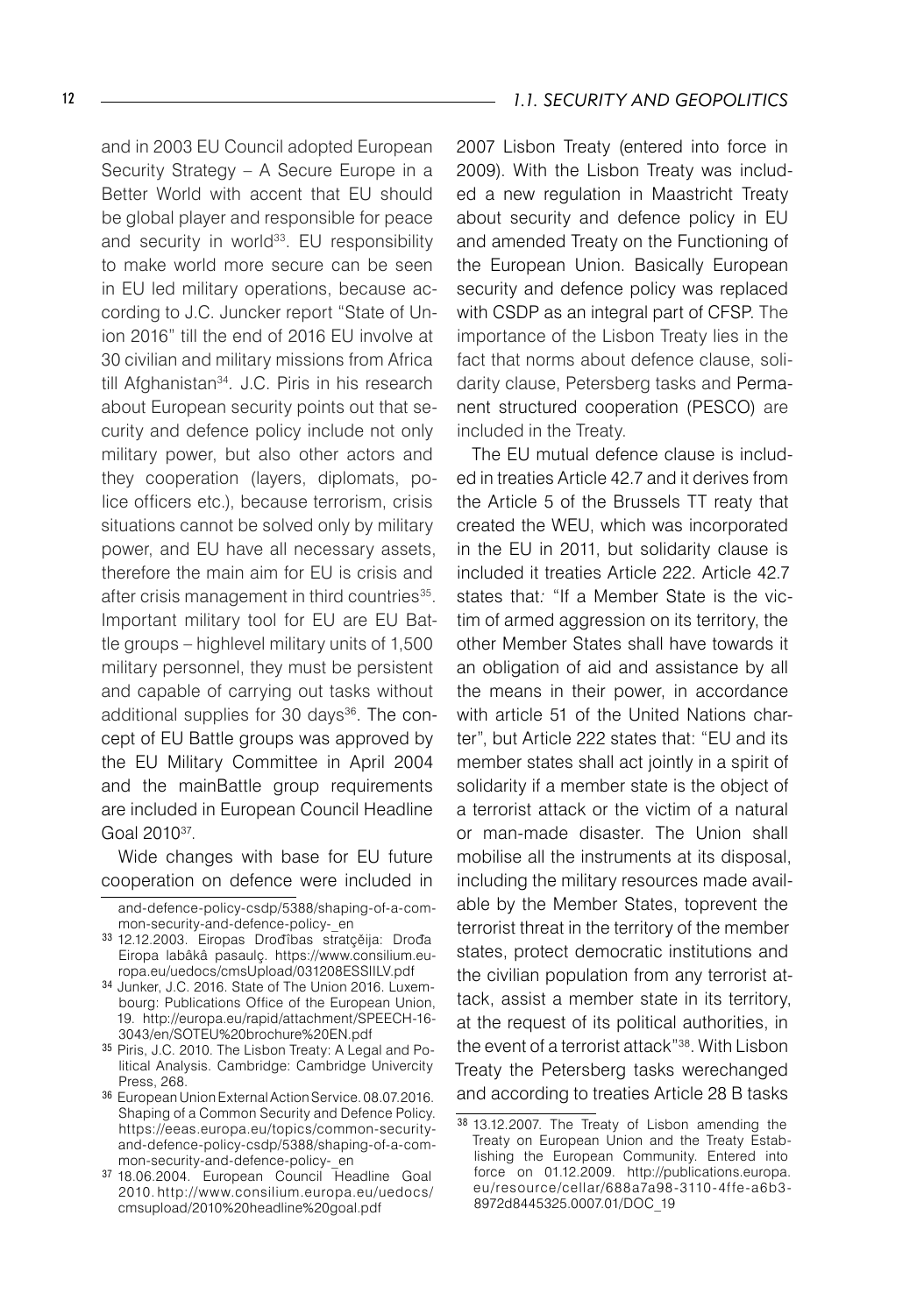and in 2003 EU Council adopted European Security Strategy – A Secure Europe in a Better World with accent that EU should be global player and responsible for peace and security in world[33]. EU responsibility to make world more secure can be seen in EU led military operations, because according to J.C. Juncker report "State of Union 2016" till the end of 2016 EU involve at 30 civilian and military missions from Africa till Afghanistan[34]. J.C. Piris in his research about European security points out that security and defence policy include not only military power, but also other actors and they cooperation (layers, diplomats, police officers etc.), because terrorism, crisis situations cannot be solved only by military power, and EU have all necessary assets, therefore the main aim for EU is crisis and after crisis management in third countries[35]. Important military tool for EU are EU Battle groups – highlevel military units of 1,500 military personnel, they must be persistent and capable of carrying out tasks without additional supplies for 30 days[36]. The concept of EU Battle groups was approved by the EU Military Committee in April 2004 and the mainBattle group requirements are included in European Council Headline Goal 2010[37].

Wide changes with base for EU future cooperation on defence were included in 2007 Lisbon Treaty (entered into force in 2009). With the Lisbon Treaty was included a new regulation in Maastricht Treaty about security and defence policy in EU and amended Treaty on the Functioning of the European Union. Basically European security and defence policy was replaced with CSDP as an integral part of CFSP. The importance of the Lisbon Treaty lies in the fact that norms about defence clause, solidarity clause, Petersberg tasks and Permanent structured cooperation (PESCO) are included in the Treaty.

The EU mutual defence clause is included in treaties Article 42.7 and it derives from the Article 5 of the Brussels TT reaty that created the WEU, which was incorporated in the EU in 2011, but solidarity clause is included it treaties Article 222. Article 42.7 states that: "If a Member State is the victim of armed aggression on its territory, the other Member States shall have towards it an obligation of aid and assistance by all the means in their power, in accordance with article 51 of the United Nations charter", but Article 222 states that: "EU and its member states shall act jointly in a spirit of solidarity if a member state is the object of a terrorist attack or the victim of a natural or man-made disaster. The Union shall mobilise all the instruments at its disposal, including the military resources made available by the Member States, toprevent the terrorist threat in the territory of the member states, protect democratic institutions and the civilian population from any terrorist attack, assist a member state in its territory, at the request of its political authorities, in the event of a terrorist attack"[38]. With Lisbon Treaty the Petersberg tasks werechanged and according to treaties Article 28 B tasks

---

and-defence-policy-csdp/5388/shaping-of-a-common-security-and-defence-policy-_en

33 12.12.2003. Eiropas Drošības stratēģija: Droša Eiropa labākā pasaulē. https://www.consilium.europa.eu/uedocs/cmsUpload/031208ESSIILV.pdf

34 Junker, J.C. 2016. State of The Union 2016. Luxembourg: Publications Office of the European Union, 19. http://europa.eu/rapid/attachment/SPEECH-16-3043/en/SOTEU%20brochure%20EN.pdf

35 Piris, J.C. 2010. The Lisbon Treaty: A Legal and Political Analysis. Cambridge: Cambridge Univercity Press, 268.

36 European Union External Action Service. 08.07.2016. Shaping of a Common Security and Defence Policy. https://eeas.europa.eu/topics/common-security-and-defence-policy-csdp/5388/shaping-of-a-common-security-and-defence-policy-_en

37 18.06.2004. European Council Headline Goal 2010. http://www.consilium.europa.eu/uedocs/cmsupload/2010%20headline%20goal.pdf

38 13.12.2007. The Treaty of Lisbon amending the Treaty on European Union and the Treaty Establishing the European Community. Entered into force on 01.12.2009. http://publications.europa.eu/resource/cellar/688a7a98-3110-4ffe-a6b3-8972d8445325.0007.01/DOC_19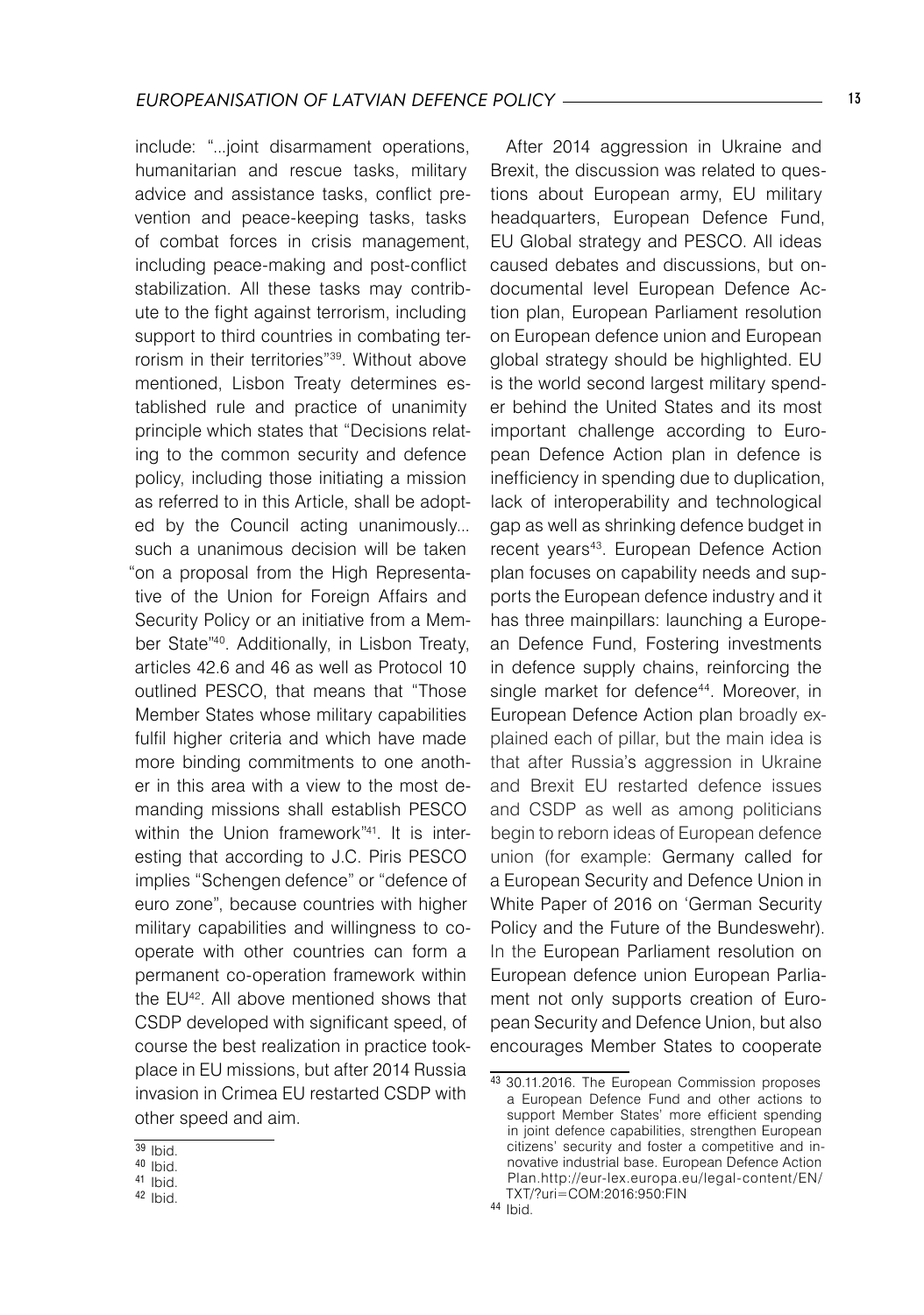include: "...joint disarmament operations, humanitarian and rescue tasks, military advice and assistance tasks, conflict prevention and peace-keeping tasks, tasks of combat forces in crisis management, including peace-making and post-conflict stabilization. All these tasks may contribute to the fight against terrorism, including support to third countries in combating terrorism in their territories"[39]. Without above mentioned, Lisbon Treaty determines established rule and practice of unanimity principle which states that "Decisions relating to the common security and defence policy, including those initiating a mission as referred to in this Article, shall be adopted by the Council acting unanimously... such a unanimous decision will be taken "on a proposal from the High Representative of the Union for Foreign Affairs and Security Policy or an initiative from a Member State"[40]. Additionally, in Lisbon Treaty, articles 42.6 and 46 as well as Protocol 10 outlined PESCO, that means that "Those Member States whose military capabilities fulfil higher criteria and which have made more binding commitments to one another in this area with a view to the most demanding missions shall establish PESCO within the Union framework"[41]. It is interesting that according to J.C. Piris PESCO implies "Schengen defence" or "defence of euro zone", because countries with higher military capabilities and willingness to cooperate with other countries can form a permanent co-operation framework within the EU[42]. All above mentioned shows that CSDP developed with significant speed, of course the best realization in practice tookplace in EU missions, but after 2014 Russia invasion in Crimea EU restarted CSDP with other speed and aim.

After 2014 aggression in Ukraine and Brexit, the discussion was related to questions about European army, EU military headquarters, European Defence Fund, EU Global strategy and PESCO. All ideas caused debates and discussions, but ondocumental level European Defence Action plan, European Parliament resolution on European defence union and European global strategy should be highlighted. EU is the world second largest military spender behind the United States and its most important challenge according to European Defence Action plan in defence is inefficiency in spending due to duplication, lack of interoperability and technological gap as well as shrinking defence budget in recent years[43]. European Defence Action plan focuses on capability needs and supports the European defence industry and it has three mainpillars: launching a European Defence Fund, Fostering investments in defence supply chains, reinforcing the single market for defence[44]. Moreover, in European Defence Action plan broadly explained each of pillar, but the main idea is that after Russia's aggression in Ukraine and Brexit EU restarted defence issues and CSDP as well as among politicians begin to reborn ideas of European defence union (for example: Germany called for a European Security and Defence Union in White Paper of 2016 on 'German Security Policy and the Future of the Bundeswehr). In the European Parliament resolution on European defence union European Parliament not only supports creation of European Security and Defence Union, but also encourages Member States to cooperate

---

[39] Ibid.

[40] Ibid.

[41] Ibid.

[42] Ibid.

[43] 30.11.2016. The European Commission proposes a European Defence Fund and other actions to support Member States' more efficient spending in joint defence capabilities, strengthen European citizens' security and foster a competitive and innovative industrial base. European Defence Action Plan.http://eur-lex.europa.eu/legal-content/EN/TXT/?uri=COM:2016:950:FIN

[44] Ibid.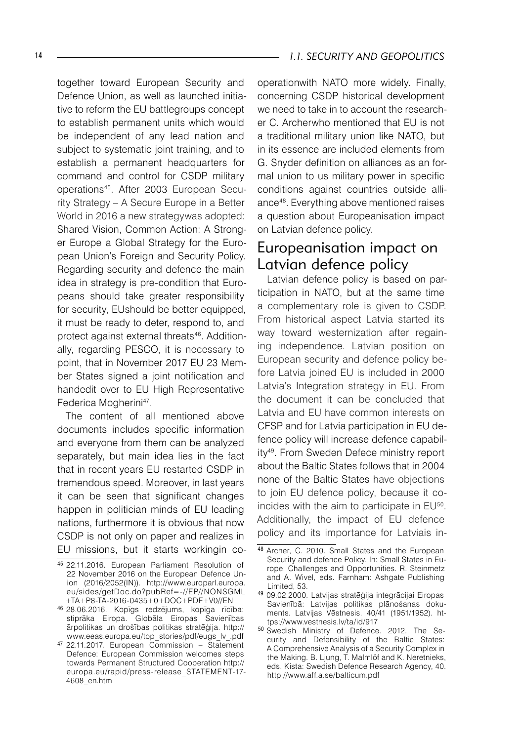together toward European Security and Defence Union, as well as launched initiative to reform the EU battlegroups concept to establish permanent units which would be independent of any lead nation and subject to systematic joint training, and to establish a permanent headquarters for command and control for CSDP military operations[45]. After 2003 European Security Strategy – A Secure Europe in a Better World in 2016 a new strategywas adopted: Shared Vision, Common Action: A Stronger Europe a Global Strategy for the European Union's Foreign and Security Policy. Regarding security and defence the main idea in strategy is pre-condition that Europeans should take greater responsibility for security, EUshould be better equipped, it must be ready to deter, respond to, and protect against external threats[46]. Additionally, regarding PESCO, it is necessary to point, that in November 2017 EU 23 Member States signed a joint notification and handedit over to EU High Representative Federica Mogherini[47].

The content of all mentioned above documents includes specific information and everyone from them can be analyzed separately, but main idea lies in the fact that in recent years EU restarted CSDP in tremendous speed. Moreover, in last years it can be seen that significant changes happen in politician minds of EU leading nations, furthermore it is obvious that now CSDP is not only on paper and realizes in EU missions, but it starts workingin cooperationwith NATO more widely. Finally, concerning CSDP historical development we need to take in to account the researcher C. Archerwho mentioned that EU is not a traditional military union like NATO, but in its essence are included elements from G. Snyder definition on alliances as an formal union to us military power in specific conditions against countries outside alliance[48]. Everything above mentioned raises a question about Europeanisation impact on Latvian defence policy.

## Europeanisation impact on Latvian defence policy

Latvian defence policy is based on participation in NATO, but at the same time a complementary role is given to CSDP. From historical aspect Latvia started its way toward westernization after regaining independence. Latvian position on European security and defence policy before Latvia joined EU is included in 2000 Latvia's Integration strategy in EU. From the document it can be concluded that Latvia and EU have common interests on CFSP and for Latvia participation in EU defence policy will increase defence capability[49]. From Sweden Defece ministry report about the Baltic States follows that in 2004 none of the Baltic States have objections to join EU defence policy, because it coincides with the aim to participate in EU[50]. Additionally, the impact of EU defence policy and its importance for Latviais in-

[45] 22.11.2016. European Parliament Resolution of 22 November 2016 on the European Defence Union (2016/2052(IN)). http://www.europarl.europa.eu/sides/getDoc.do?pubRef=-//EP//NONSGML+TA+P8-TA-2016-0435+0+DOC+PDF+V0//EN

[46] 28.06.2016. Kopīgs redzējums, kopīga rīcība: stiprāka Eiropa. Globāla Eiropas Savienības ārpolitikas un drošības politikas stratēģija. http://www.eeas.europa.eu/top_stories/pdf/eugs_lv_.pdf

[47] 22.11.2017. European Commission – Statement Defence: European Commission welcomes steps towards Permanent Structured Cooperation http://europa.eu/rapid/press-release_STATEMENT-17-4608_en.htm

[48] Archer, C. 2010. Small States and the European Security and defence Policy. In: Small States in Europe: Challenges and Opportunities. R. Steinmetz and A. Wivel, eds. Farnham: Ashgate Publishing Limited, 53.

[49] 09.02.2000. Latvijas stratēģija integrācijai Eiropas Savienībā: Latvijas politikas plānošanas dokuments. Latvijas Vēstnesis. 40/41 (1951/1952). https://www.vestnesis.lv/ta/id/917

[50] Swedish Ministry of Defence. 2012. The Security and Defensibility of the Baltic States: A Comprehensive Analysis of a Security Complex in the Making. B. Ljung, T. Malmlöf and K. Neretnieks, eds. Kista: Swedish Defence Research Agency, 40. http://www.aff.a.se/balticum.pdf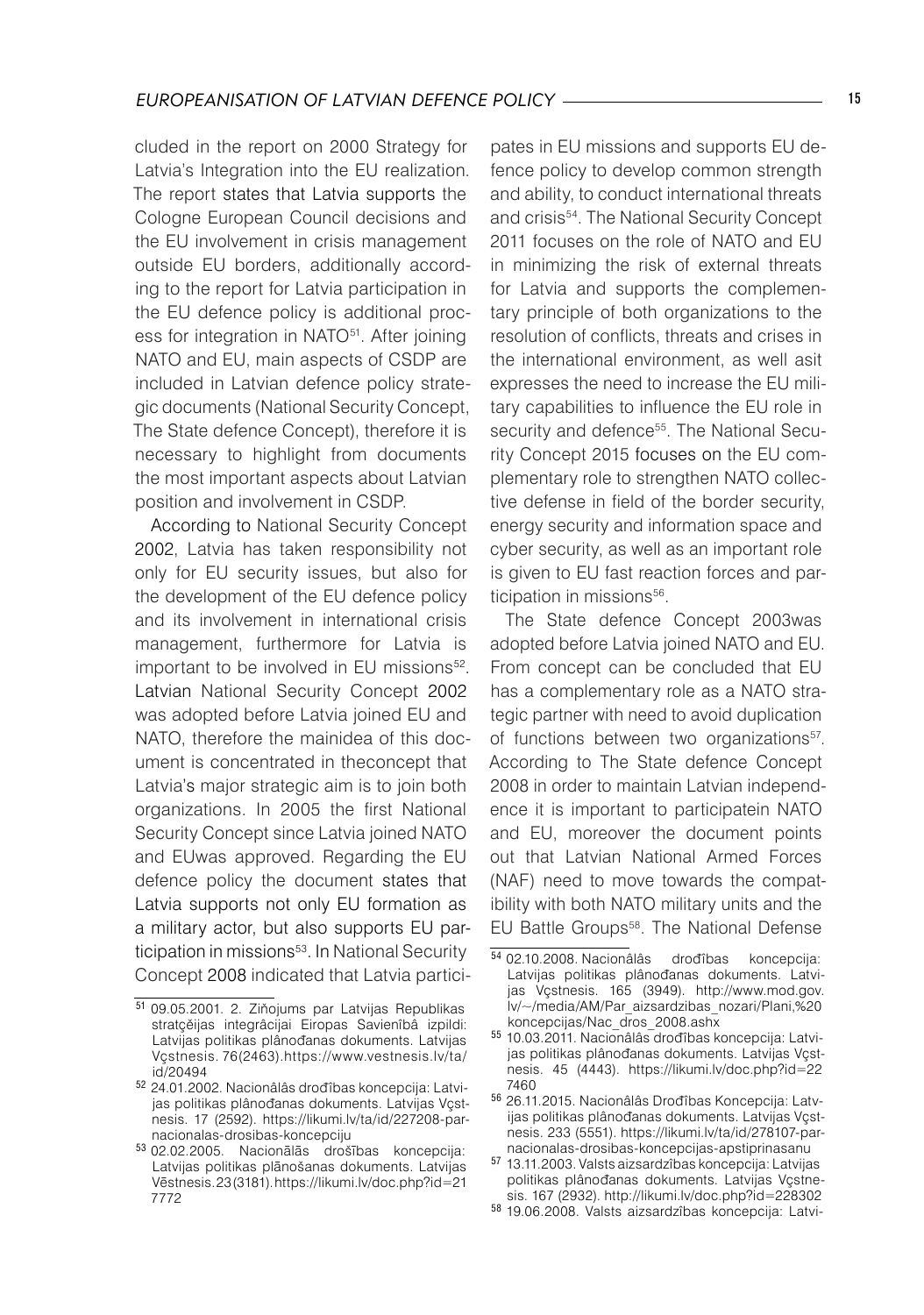cluded in the report on 2000 Strategy for Latvia's Integration into the EU realization. The report states that Latvia supports the Cologne European Council decisions and the EU involvement in crisis management outside EU borders, additionally according to the report for Latvia participation in the EU defence policy is additional process for integration in NATO[51]. After joining NATO and EU, main aspects of CSDP are included in Latvian defence policy strategic documents (National Security Concept, The State defence Concept), therefore it is necessary to highlight from documents the most important aspects about Latvian position and involvement in CSDP.

According to National Security Concept 2002, Latvia has taken responsibility not only for EU security issues, but also for the development of the EU defence policy and its involvement in international crisis management, furthermore for Latvia is important to be involved in EU missions[52]. Latvian National Security Concept 2002 was adopted before Latvia joined EU and NATO, therefore the mainidea of this document is concentrated in theconcept that Latvia's major strategic aim is to join both organizations. In 2005 the first National Security Concept since Latvia joined NATO and EUwas approved. Regarding the EU defence policy the document states that Latvia supports not only EU formation as a military actor, but also supports EU participation in missions[53]. In National Security Concept 2008 indicated that Latvia participates in EU missions and supports EU defence policy to develop common strength and ability, to conduct international threats and crisis[54]. The National Security Concept 2011 focuses on the role of NATO and EU in minimizing the risk of external threats for Latvia and supports the complementary principle of both organizations to the resolution of conflicts, threats and crises in the international environment, as well asit expresses the need to increase the EU military capabilities to influence the EU role in security and defence[55]. The National Security Concept 2015 focuses on the EU complementary role to strengthen NATO collective defense in field of the border security, energy security and information space and cyber security, as well as an important role is given to EU fast reaction forces and participation in missions[56].

The State defence Concept 2003was adopted before Latvia joined NATO and EU. From concept can be concluded that EU has a complementary role as a NATO strategic partner with need to avoid duplication of functions between two organizations[57]. According to The State defence Concept 2008 in order to maintain Latvian independence it is important to participatein NATO and EU, moreover the document points out that Latvian National Armed Forces (NAF) need to move towards the compatibility with both NATO military units and the EU Battle Groups[58]. The National Defense

---

[51] 09.05.2001. 2. Ziņojums par Latvijas Republikas stratçëijas integrâcijai Eiropas Savienîbâ izpildi: Latvijas politikas plânođanas dokuments. Latvijas Vçstnesis. 76(2463).https://www.vestnesis.lv/ta/id/20494

[52] 24.01.2002. Nacionâlâs drođîbas koncepcija: Latvijas politikas plânođanas dokuments. Latvijas Vçstnesis. 17 (2592). https://likumi.lv/ta/id/227208-par-nacionalas-drosibas-koncepciju

[53] 02.02.2005. Nacionālās drošības koncepcija: Latvijas politikas plānošanas dokuments. Latvijas Vēstnesis.23(3181).https://likumi.lv/doc.php?id=217772

[54] 02.10.2008. Nacionâlâs drođîbas koncepcija: Latvijas politikas plânođanas dokuments. Latvijas Vçstnesis. 165 (3949). http://www.mod.gov.lv/~/media/AM/Par_aizsardzibas_nozari/Plani,%20koncepcijas/Nac_dros_2008.ashx

[55] 10.03.2011. Nacionâlâs drođîbas koncepcija: Latvijas politikas plânođanas dokuments. Latvijas Vçstnesis. 45 (4443). https://likumi.lv/doc.php?id=227460

[56] 26.11.2015. Nacionâlâs Drođîbas Koncepcija: Latvijas politikas plânođanas dokuments. Latvijas Vçstnesis. 233 (5551). https://likumi.lv/ta/id/278107-par-nacionalas-drosibas-koncepcijas-apstiprinasanu

[57] 13.11.2003. Valsts aizsardzības koncepcija: Latvijas politikas plânođanas dokuments. Latvijas Vçstnesis. 167 (2932). http://likumi.lv/doc.php?id=228302

[58] 19.06.2008. Valsts aizsardzības koncepcija: Latvi-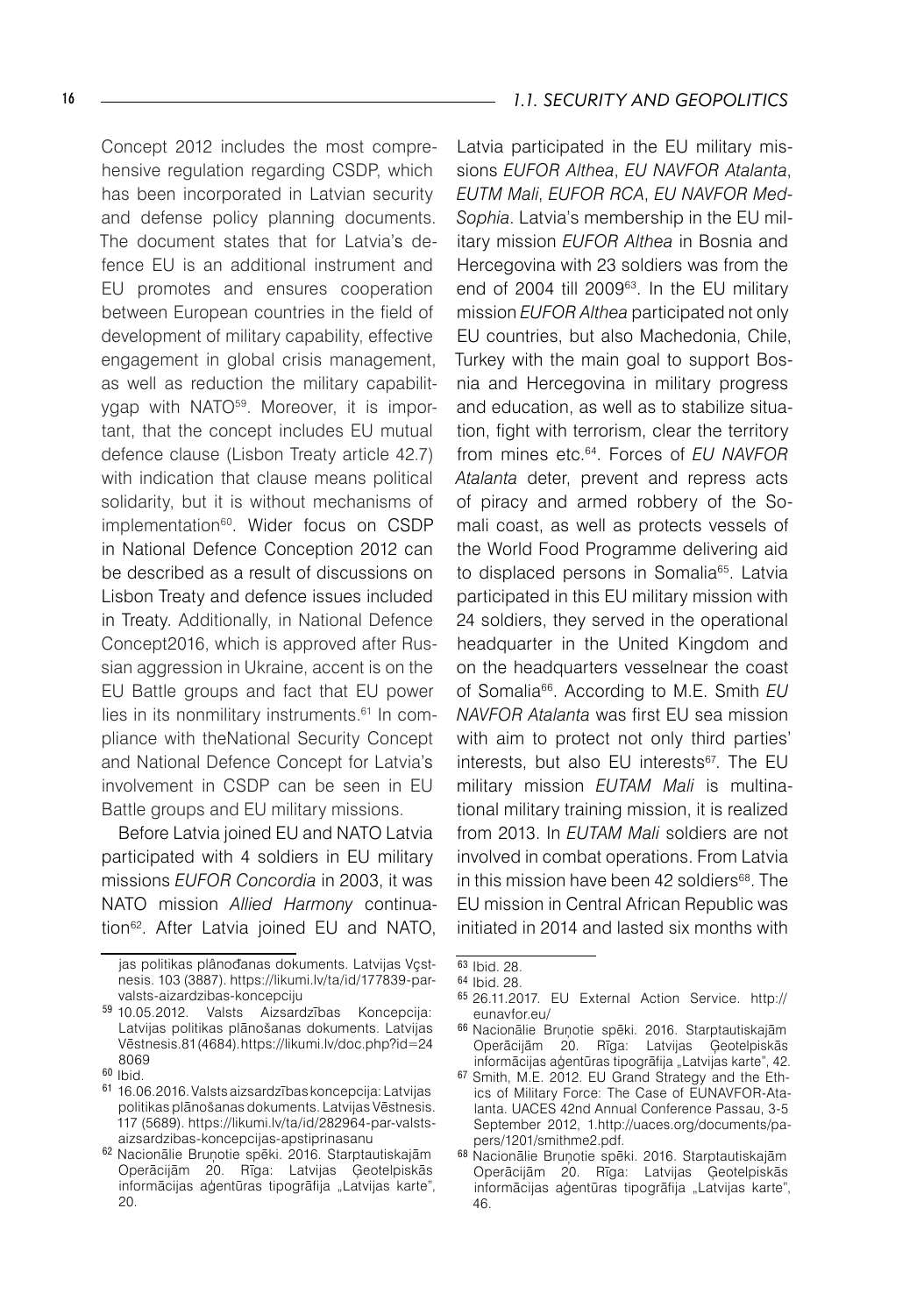Concept 2012 includes the most comprehensive regulation regarding CSDP, which has been incorporated in Latvian security and defense policy planning documents. The document states that for Latvia's defence EU is an additional instrument and EU promotes and ensures cooperation between European countries in the field of development of military capability, effective engagement in global crisis management, as well as reduction the military capabilitygap with NATO[59]. Moreover, it is important, that the concept includes EU mutual defence clause (Lisbon Treaty article 42.7) with indication that clause means political solidarity, but it is without mechanisms of implementation[60]. Wider focus on CSDP in National Defence Conception 2012 can be described as a result of discussions on Lisbon Treaty and defence issues included in Treaty. Additionally, in National Defence Concept2016, which is approved after Russian aggression in Ukraine, accent is on the EU Battle groups and fact that EU power lies in its nonmilitary instruments.[61] In compliance with theNational Security Concept and National Defence Concept for Latvia's involvement in CSDP can be seen in EU Battle groups and EU military missions.

Before Latvia joined EU and NATO Latvia participated with 4 soldiers in EU military missions *EUFOR Concordia* in 2003, it was NATO mission *Allied Harmony* continuation[62]. After Latvia joined EU and NATO, Latvia participated in the EU military missions *EUFOR Althea*, *EU NAVFOR Atalanta*, *EUTM Mali*, *EUFOR RCA*, *EU NAVFOR Med-Sophia*. Latvia's membership in the EU military mission *EUFOR Althea* in Bosnia and Hercegovina with 23 soldiers was from the end of 2004 till 2009[63]. In the EU military mission *EUFOR Althea* participated not only EU countries, but also Machedonia, Chile, Turkey with the main goal to support Bosnia and Hercegovina in military progress and education, as well as to stabilize situation, fight with terrorism, clear the territory from mines etc.[64]. Forces of *EU NAVFOR Atalanta* deter, prevent and repress acts of piracy and armed robbery of the Somali coast, as well as protects vessels of the World Food Programme delivering aid to displaced persons in Somalia[65]. Latvia participated in this EU military mission with 24 soldiers, they served in the operational headquarter in the United Kingdom and on the headquarters vesselnear the coast of Somalia[66]. According to M.E. Smith *EU NAVFOR Atalanta* was first EU sea mission with aim to protect not only third parties' interests, but also EU interests[67]. The EU military mission *EUTAM Mali* is multinational military training mission, it is realized from 2013. In *EUTAM Mali* soldiers are not involved in combat operations. From Latvia in this mission have been 42 soldiers[68]. The EU mission in Central African Republic was initiated in 2014 and lasted six months with

jas politikas plānoðanas dokuments. Latvijas Vçstnesis. 103 (3887). https://likumi.lv/ta/id/177839-par-valsts-aizardzibas-koncepciju

59 10.05.2012. Valsts Aizsardzības Koncepcija: Latvijas politikas plānošanas dokuments. Latvijas Vēstnesis.81(4684).https://likumi.lv/doc.php?id=248069

60 Ibid.

61 16.06.2016. Valsts aizsardzības koncepcija: Latvijas politikas plānošanas dokuments. Latvijas Vēstnesis. 117 (5689). https://likumi.lv/ta/id/282964-par-valsts-aizsardzibas-koncepcijas-apstiprinasanu

62 Nacionālie Bruņotie spēki. 2016. Starptautiskajām Operācijām 20. Rīga: Latvijas Ģeotelpiskās informācijas aģentūras tipogrāfija „Latvijas karte", 20.

63 Ibid. 28.

64 Ibid. 28.

65 26.11.2017. EU External Action Service. http://eunavfor.eu/

66 Nacionālie Bruņotie spēki. 2016. Starptautiskajām Operācijām 20. Rīga: Latvijas Ģeotelpiskās informācijas aģentūras tipogrāfija „Latvijas karte", 42.

67 Smith, M.E. 2012. EU Grand Strategy and the Ethics of Military Force: The Case of EUNAVFOR-Atalanta. UACES 42nd Annual Conference Passau, 3-5 September 2012, 1.http://uaces.org/documents/papers/1201/smithme2.pdf.

68 Nacionālie Bruņotie spēki. 2016. Starptautiskajām Operācijām 20. Rīga: Latvijas Ģeotelpiskās informācijas aģentūras tipogrāfija „Latvijas karte", 46.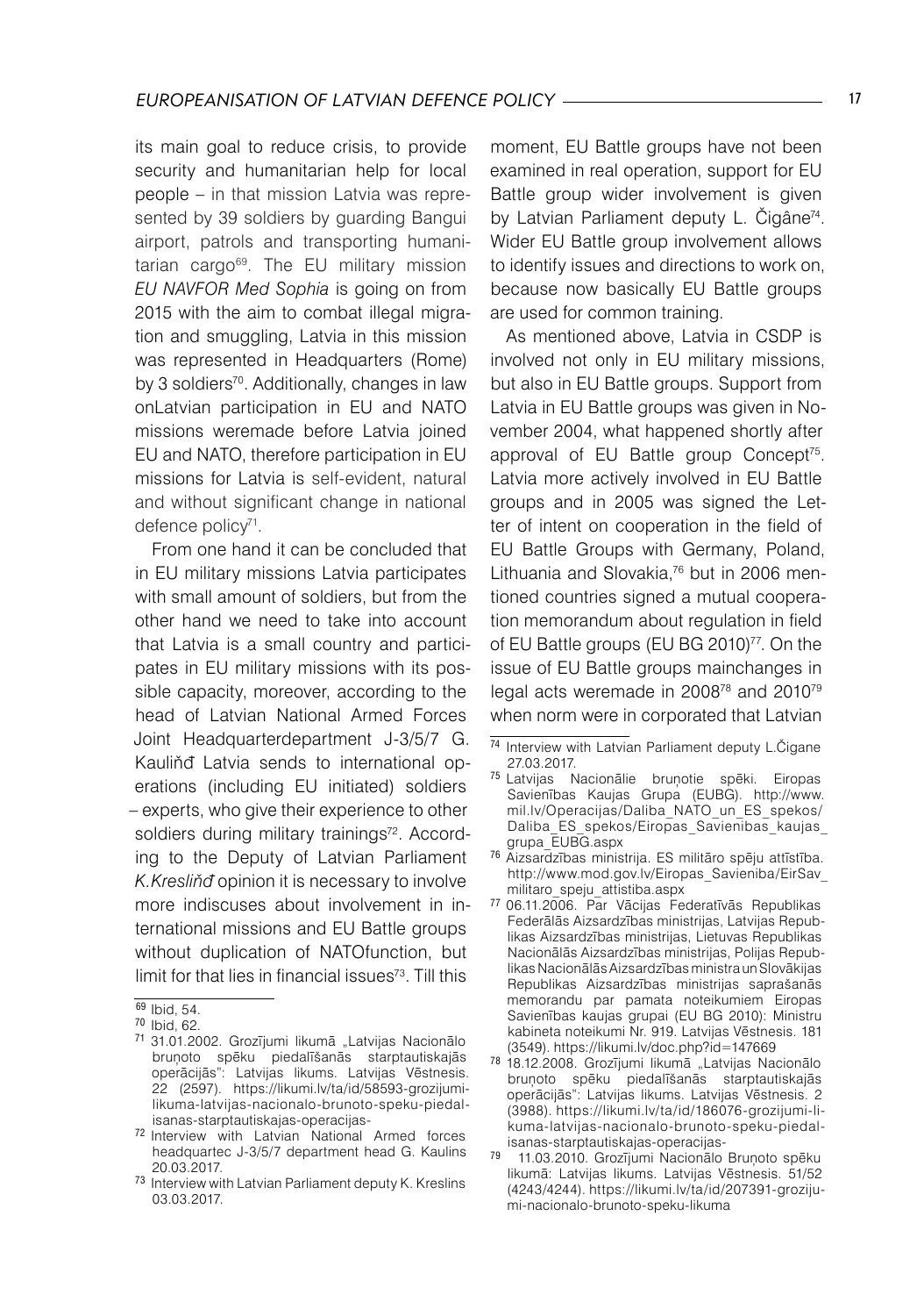its main goal to reduce crisis, to provide security and humanitarian help for local people – in that mission Latvia was represented by 39 soldiers by guarding Bangui airport, patrols and transporting humanitarian cargo[69]. The EU military mission *EU NAVFOR Med Sophia* is going on from 2015 with the aim to combat illegal migration and smuggling, Latvia in this mission was represented in Headquarters (Rome) by 3 soldiers[70]. Additionally, changes in law onLatvian participation in EU and NATO missions weremade before Latvia joined EU and NATO, therefore participation in EU missions for Latvia is self-evident, natural and without significant change in national defence policy[71].

From one hand it can be concluded that in EU military missions Latvia participates with small amount of soldiers, but from the other hand we need to take into account that Latvia is a small country and participates in EU military missions with its possible capacity, moreover, according to the head of Latvian National Armed Forces Joint Headquarterdepartment J-3/5/7 G. Kauliņš Latvia sends to international operations (including EU initiated) soldiers – experts, who give their experience to other soldiers during military trainings[72]. According to the Deputy of Latvian Parliament *K.Kresliņš* opinion it is necessary to involve more indiscuses about involvement in international missions and EU Battle groups without duplication of NATOfunction, but limit for that lies in financial issues[73]. Till this moment, EU Battle groups have not been examined in real operation, support for EU Battle group wider involvement is given by Latvian Parliament deputy L. Čigâne[74]. Wider EU Battle group involvement allows to identify issues and directions to work on, because now basically EU Battle groups are used for common training.

As mentioned above, Latvia in CSDP is involved not only in EU military missions, but also in EU Battle groups. Support from Latvia in EU Battle groups was given in November 2004, what happened shortly after approval of EU Battle group Concept[75]. Latvia more actively involved in EU Battle groups and in 2005 was signed the Letter of intent on cooperation in the field of EU Battle Groups with Germany, Poland, Lithuania and Slovakia,[76] but in 2006 mentioned countries signed a mutual cooperation memorandum about regulation in field of EU Battle groups (EU BG 2010)[77]. On the issue of EU Battle groups mainchanges in legal acts weremade in 2008[78] and 2010[79] when norm were in corporated that Latvian

---

[69] Ibid, 54.

[70] Ibid, 62.

[71] 31.01.2002. Grozījumi likumā „Latvijas Nacionālo bruņoto spēku piedalīšanās starptautiskajās operācijās": Latvijas likums. Latvijas Vēstnesis. 22 (2597). https://likumi.lv/ta/id/58593-grozijumi-likuma-latvijas-nacionalo-brunoto-speku-piedalisanas-starptautiskajas-operacijas-

[72] Interview with Latvian National Armed forces headquartec J-3/5/7 department head G. Kaulins 20.03.2017.

[73] Interview with Latvian Parliament deputy K. Kreslins 03.03.2017.

[74] Interview with Latvian Parliament deputy L.Čigane 27.03.2017.

[75] Latvijas Nacionālie bruņotie spēki. Eiropas Savienības Kaujas Grupa (EUBG). http://www.mil.lv/Operacijas/Daliba_NATO_un_ES_spekos/Daliba_ES_spekos/Eiropas_Savienibas_kaujas_grupa_EUBG.aspx

[76] Aizsardzības ministrija. ES militāro spēju attīstība. http://www.mod.gov.lv/Eiropas_Savieniba/EirSav_militaro_speju_attistiba.aspx

[77] 06.11.2006. Par Vācijas Federatīvās Republikas Federālās Aizsardzības ministrijas, Latvijas Republikas Aizsardzības ministrijas, Lietuvas Republikas Nacionālās Aizsardzības ministrijas, Polijas Republikas Nacionālās Aizsardzības ministra un Slovākijas Republikas Aizsardzības ministrijas saprašanās memorandu par pamata noteikumiem Eiropas Savienības kaujas grupai (EU BG 2010): Ministru kabineta noteikumi Nr. 919. Latvijas Vēstnesis. 181 (3549). https://likumi.lv/doc.php?id=147669

[78] 18.12.2008. Grozījumi likumā „Latvijas Nacionālo bruņoto spēku piedalīšanās starptautiskajās operācijās": Latvijas likums. Latvijas Vēstnesis. 2 (3988). https://likumi.lv/ta/id/186076-grozijumi-likuma-latvijas-nacionalo-brunoto-speku-piedalisanas-starptautiskajas-operacijas-

[79] 11.03.2010. Grozījumi Nacionālo Bruņoto spēku likumā: Latvijas likums. Latvijas Vēstnesis. 51/52 (4243/4244). https://likumi.lv/ta/id/207391-grozijumi-nacionalo-brunoto-speku-likuma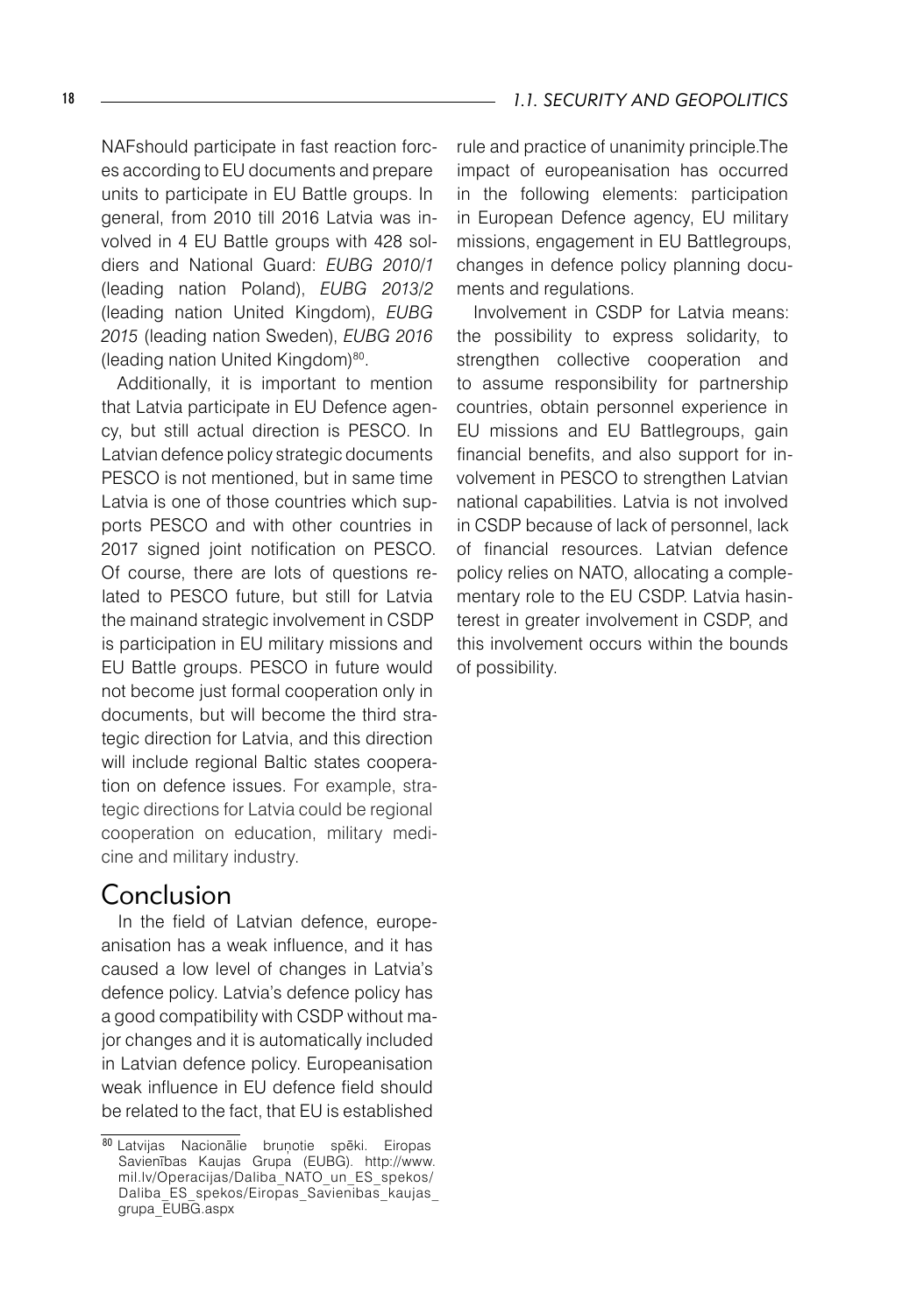NAFshould participate in fast reaction forces according to EU documents and prepare units to participate in EU Battle groups. In general, from 2010 till 2016 Latvia was involved in 4 EU Battle groups with 428 soldiers and National Guard: *EUBG 2010/1* (leading nation Poland), *EUBG 2013/2* (leading nation United Kingdom), *EUBG 2015* (leading nation Sweden), *EUBG 2016* (leading nation United Kingdom)[80].

Additionally, it is important to mention that Latvia participate in EU Defence agency, but still actual direction is PESCO. In Latvian defence policy strategic documents PESCO is not mentioned, but in same time Latvia is one of those countries which supports PESCO and with other countries in 2017 signed joint notification on PESCO. Of course, there are lots of questions related to PESCO future, but still for Latvia the mainand strategic involvement in CSDP is participation in EU military missions and EU Battle groups. PESCO in future would not become just formal cooperation only in documents, but will become the third strategic direction for Latvia, and this direction will include regional Baltic states cooperation on defence issues. For example, strategic directions for Latvia could be regional cooperation on education, military medicine and military industry.

## Conclusion

In the field of Latvian defence, europeanisation has a weak influence, and it has caused a low level of changes in Latvia's defence policy. Latvia's defence policy has a good compatibility with CSDP without major changes and it is automatically included in Latvian defence policy. Europeanisation weak influence in EU defence field should be related to the fact, that EU is established rule and practice of unanimity principle.The impact of europeanisation has occurred in the following elements: participation in European Defence agency, EU military missions, engagement in EU Battlegroups, changes in defence policy planning documents and regulations.

Involvement in CSDP for Latvia means: the possibility to express solidarity, to strengthen collective cooperation and to assume responsibility for partnership countries, obtain personnel experience in EU missions and EU Battlegroups, gain financial benefits, and also support for involvement in PESCO to strengthen Latvian national capabilities. Latvia is not involved in CSDP because of lack of personnel, lack of financial resources. Latvian defence policy relies on NATO, allocating a complementary role to the EU CSDP. Latvia hasinterest in greater involvement in CSDP, and this involvement occurs within the bounds of possibility.

---

[80] Latvijas Nacionālie bruņotie spēki. Eiropas Savienības Kaujas Grupa (EUBG). http://www.mil.lv/Operacijas/Daliba_NATO_un_ES_spekos/Daliba_ES_spekos/Eiropas_Savienibas_kaujas_grupa_EUBG.aspx